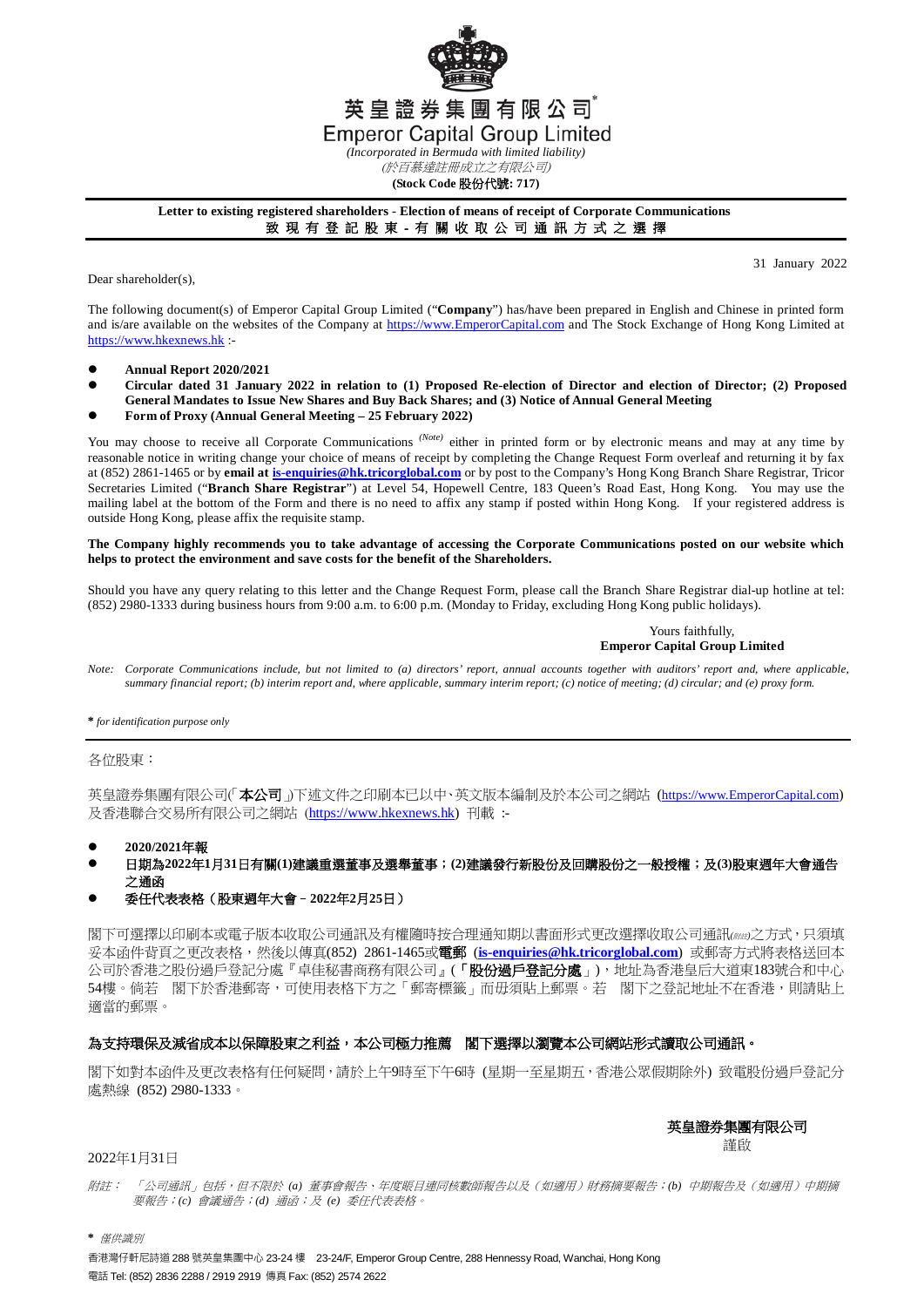英皇證券集團有限公司*

**Emperor Capital Group Limited**

*(Incorporated in Bermuda with limited liability)*

*(於百慕達註冊成立之有限公司)*

**(Stock Code 股份代號: 717)**

**Letter to existing registered shareholders - Election of means of receipt of Corporate Communications**

**致現有登記股東 - 有關收取公司通訊方式之選擇**

31 January 2022

Dear shareholder(s),

The following document(s) of Emperor Capital Group Limited ("**Company**") has/have been prepared in English and Chinese in printed form and is/are available on the websites of the Company at https://www.EmperorCapital.com and The Stock Exchange of Hong Kong Limited at https://www.hkexnews.hk :-

- **Annual Report 2020/2021**
- **Circular dated 31 January 2022 in relation to (1) Proposed Re-election of Director and election of Director; (2) Proposed General Mandates to Issue New Shares and Buy Back Shares; and (3) Notice of Annual General Meeting**
- **Form of Proxy (Annual General Meeting – 25 February 2022)**

You may choose to receive all Corporate Communications *(Note)* either in printed form or by electronic means and may at any time by reasonable notice in writing change your choice of means of receipt by completing the Change Request Form overleaf and returning it by fax at (852) 2861-1465 or by **email at is-enquiries@hk.tricorglobal.com** or by post to the Company's Hong Kong Branch Share Registrar, Tricor Secretaries Limited ("**Branch Share Registrar**") at Level 54, Hopewell Centre, 183 Queen's Road East, Hong Kong. You may use the mailing label at the bottom of the Form and there is no need to affix any stamp if posted within Hong Kong. If your registered address is outside Hong Kong, please affix the requisite stamp.

**The Company highly recommends you to take advantage of accessing the Corporate Communications posted on our website which helps to protect the environment and save costs for the benefit of the Shareholders.**

Should you have any query relating to this letter and the Change Request Form, please call the Branch Share Registrar dial-up hotline at tel: (852) 2980-1333 during business hours from 9:00 a.m. to 6:00 p.m. (Monday to Friday, excluding Hong Kong public holidays).

Yours faithfully,
**Emperor Capital Group Limited**

*Note: Corporate Communications include, but not limited to (a) directors' report, annual accounts together with auditors' report and, where applicable, summary financial report; (b) interim report and, where applicable, summary interim report; (c) notice of meeting; (d) circular; and (e) proxy form.*

\* *for identification purpose only*

---

各位股東：

英皇證券集團有限公司(「**本公司**」)下述文件之印刷本已以中、英文版本編制及於本公司之網站 (https://www.EmperorCapital.com) 及香港聯合交易所有限公司之網站 (https://www.hkexnews.hk) 刊載 :-

- **2020/2021年報**
- **日期為2022年1月31日有關(1)建議重選董事及選舉董事；(2)建議發行新股份及回購股份之一般授權；及(3)股東週年大會通告之通函**
- **委任代表表格（股東週年大會－2022年2月25日）**

閣下可選擇以印刷本或電子版本收取公司通訊及有權隨時按合理通知期以書面形式更改選擇收取公司通訊*(附註)*之方式，只須填妥本函件背頁之更改表格，然後以傳真(852) 2861-1465或**電郵** (**is-enquiries@hk.tricorglobal.com**) 或郵寄方式將表格送回本公司於香港之股份過戶登記分處『卓佳秘書商務有限公司』(「**股份過戶登記分處**」)，地址為香港皇后大道東183號合和中心54樓。倘若 閣下於香港郵寄，可使用表格下方之「郵寄標籤」而毋須貼上郵票。若 閣下之登記地址不在香港，則請貼上適當的郵票。

**為支持環保及減省成本以保障股東之利益，本公司極力推薦 閣下選擇以瀏覽本公司網站形式讀取公司通訊。**

閣下如對本函件及更改表格有任何疑問，請於上午9時至下午6時 (星期一至星期五，香港公眾假期除外) 致電股份過戶登記分處熱線 (852) 2980-1333。

**英皇證券集團有限公司**
謹啟

2022年1月31日

*附註：「公司通訊」包括，但不限於 (a) 董事會報告、年度賬目連同核數師報告以及（如適用）財務摘要報告；(b) 中期報告及（如適用）中期摘要報告；(c) 會議通告；(d) 通函；及 (e) 委任代表表格。*

\* *僅供識別*

香港灣仔軒尼詩道 288 號英皇集團中心 23-24 樓 23-24/F, Emperor Group Centre, 288 Hennessy Road, Wanchai, Hong Kong

電話 Tel: (852) 2836 2288 / 2919 2919 傳真 Fax: (852) 2574 2622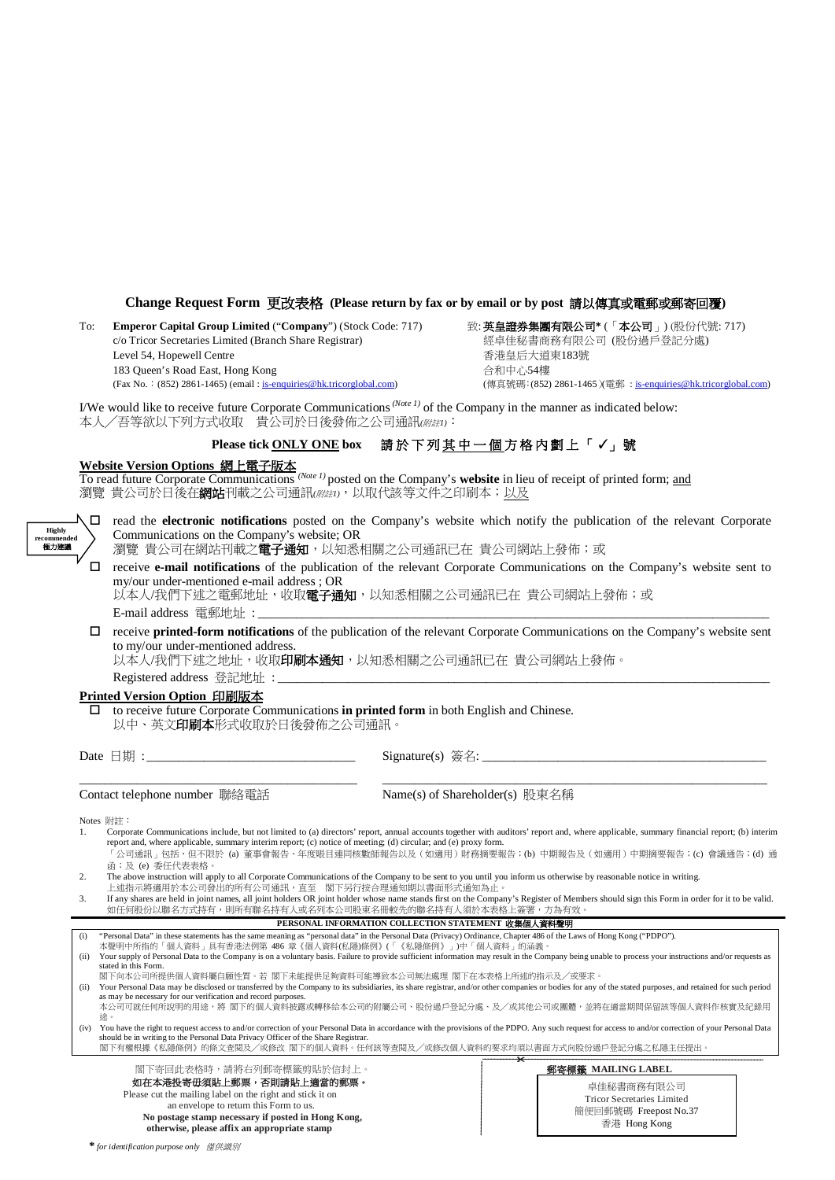## Change Request Form 更改表格 (Please return by fax or by email or by post 請以傳真或電郵或郵寄回覆)

To: **Emperor Capital Group Limited** ("**Company**") (Stock Code: 717)
c/o Tricor Secretaries Limited (Branch Share Registrar)
Level 54, Hopewell Centre
183 Queen's Road East, Hong Kong
(Fax No.：(852) 2861-1465) (email : is-enquiries@hk.tricorglobal.com)

致: **英皇證券集團有限公司***（「**本公司**」）(股份代號: 717)
經卓佳秘書商務有限公司 (股份過戶登記分處)
香港皇后大道東183號
合和中心54樓
(傳真號碼:(852) 2861-1465 )(電郵 : is-enquiries@hk.tricorglobal.com)

I/We would like to receive future Corporate Communications (Note 1) of the Company in the manner as indicated below:
本人／吾等欲以下列方式收取 貴公司於日後發佈之公司通訊(附註1)：

**Please tick ONLY ONE box 請於下列其中一個方格內劃上「✓」號**

**Website Version Options 網上電子版本**

To read future Corporate Communications (Note 1) posted on the Company's **website** in lieu of receipt of printed form; and
瀏覽 貴公司於日後在**網站**刊載之公司通訊(附註1)，以取代該等文件之印刷本；以及

**Highly recommended 極力建議**

☐ read the **electronic notifications** posted on the Company's website which notify the publication of the relevant Corporate Communications on the Company's website; OR
瀏覽 貴公司在網站刊載之**電子通知**，以知悉相關之公司通訊已在 貴公司網站上發佈；或

☐ receive **e-mail notifications** of the publication of the relevant Corporate Communications on the Company's website sent to my/our under-mentioned e-mail address ; OR
以本人/我們下述之電郵地址，收取**電子通知**，以知悉相關之公司通訊已在 貴公司網站上發佈；或
E-mail address 電郵地址 :\_\_\_\_\_\_\_\_\_\_\_\_\_\_\_\_\_\_\_\_\_\_\_\_\_\_\_\_\_\_\_\_\_\_\_\_\_\_\_\_

☐ receive **printed-form notifications** of the publication of the relevant Corporate Communications on the Company's website sent to my/our under-mentioned address.
以本人/我們下述之地址，收取**印刷本通知**，以知悉相關之公司通訊已在 貴公司網站上發佈。
Registered address 登記地址 :\_\_\_\_\_\_\_\_\_\_\_\_\_\_\_\_\_\_\_\_\_\_\_\_\_\_\_\_\_\_\_\_\_\_\_\_\_\_\_\_

**Printed Version Option 印刷版本**

☐ to receive future Corporate Communications **in printed form** in both English and Chinese.
以中、英文**印刷本**形式收取於日後發佈之公司通訊。

Date 日期 :\_\_\_\_\_\_\_\_\_\_\_\_\_\_\_\_\_\_\_\_ Signature(s) 簽名: \_\_\_\_\_\_\_\_\_\_\_\_\_\_\_\_\_\_\_\_\_\_\_\_\_\_\_\_

Contact telephone number 聯絡電話 Name(s) of Shareholder(s) 股東名稱

Notes 附註：

1. Corporate Communications include, but not limited to (a) directors' report, annual accounts together with auditors' report and, where applicable, summary financial report; (b) interim report and, where applicable, summary interim report; (c) notice of meeting; (d) circular; and (e) proxy form.
「公司通訊」包括，但不限於 (a) 董事會報告、年度賬目連同核數師報告以及（如適用）財務摘要報告；(b) 中期報告及（如適用）中期摘要報告；(c) 會議通告；(d) 通函；及 (e) 委任代表表格。
2. The above instruction will apply to all Corporate Communications of the Company to be sent to you until you inform us otherwise by reasonable notice in writing.
上述指示將適用於本公司發出的所有公司通訊，直至 閣下另行按合理通知期以書面形式通知為止。
3. If any shares are held in joint names, all joint holders OR joint holder whose name stands first on the Company's Register of Members should sign this Form in order for it to be valid.
如任何股份以聯名方式持有，則所有聯名持有人或名列本公司股東名冊較先的聯名持有人須於本表格上簽署，方為有效。

**PERSONAL INFORMATION COLLECTION STATEMENT 收集個人資料聲明**

(i) "Personal Data" in these statements has the same meaning as "personal data" in the Personal Data (Privacy) Ordinance, Chapter 486 of the Laws of Hong Kong ("PDPO").
本聲明中所指的「個人資料」具有香港法例第 486 章《個人資料(私隱)條例》(「《私隱條例》」)中「個人資料」的涵義。

(ii) Your supply of Personal Data to the Company is on a voluntary basis. Failure to provide sufficient information may result in the Company being unable to process your instructions and/or requests as stated in this Form.
閣下向本公司所提供個人資料屬自願性質。若 閣下未能提供足夠資料可能導致本公司無法處理 閣下在本表格上所述的指示及／或要求。

(ii) Your Personal Data may be disclosed or transferred by the Company to its subsidiaries, its share registrar, and/or other companies or bodies for any of the stated purposes, and retained for such period as may be necessary for our verification and record purposes.
本公司可就任何所說明的用途，將 閣下的個人資料披露或轉移給本公司的附屬公司、股份過戶登記分處、及／或其他公司或團體，並將在適當期間保留該等個人資料作核實及紀錄用途。

(iv) You have the right to request access to and/or correction of your Personal Data in accordance with the provisions of the PDPO. Any such request for access to and/or correction of your Personal Data should be in writing to the Personal Data Privacy Officer of the Share Registrar.
閣下有權根據《私隱條例》的條文查閱及／或修改 閣下的個人資料。任何該等查閱及／或修改個人資料的要求均須以書面方式向股份過戶登記分處之私隱主任提出。

閣下寄回此表格時，請將右列郵寄標籤剪貼於信封上。
**如在本港投寄毋須貼上郵票，否則請貼上適當的郵票。**
Please cut the mailing label on the right and stick it on an envelope to return this Form to us.
**No postage stamp necessary if posted in Hong Kong, otherwise, please affix an appropriate stamp**

**郵寄標籤 MAILING LABEL**

卓佳秘書商務有限公司
Tricor Secretaries Limited
簡便回郵號碼 Freepost No.37
香港 Hong Kong

\* *for identification purpose only 僅供識別*